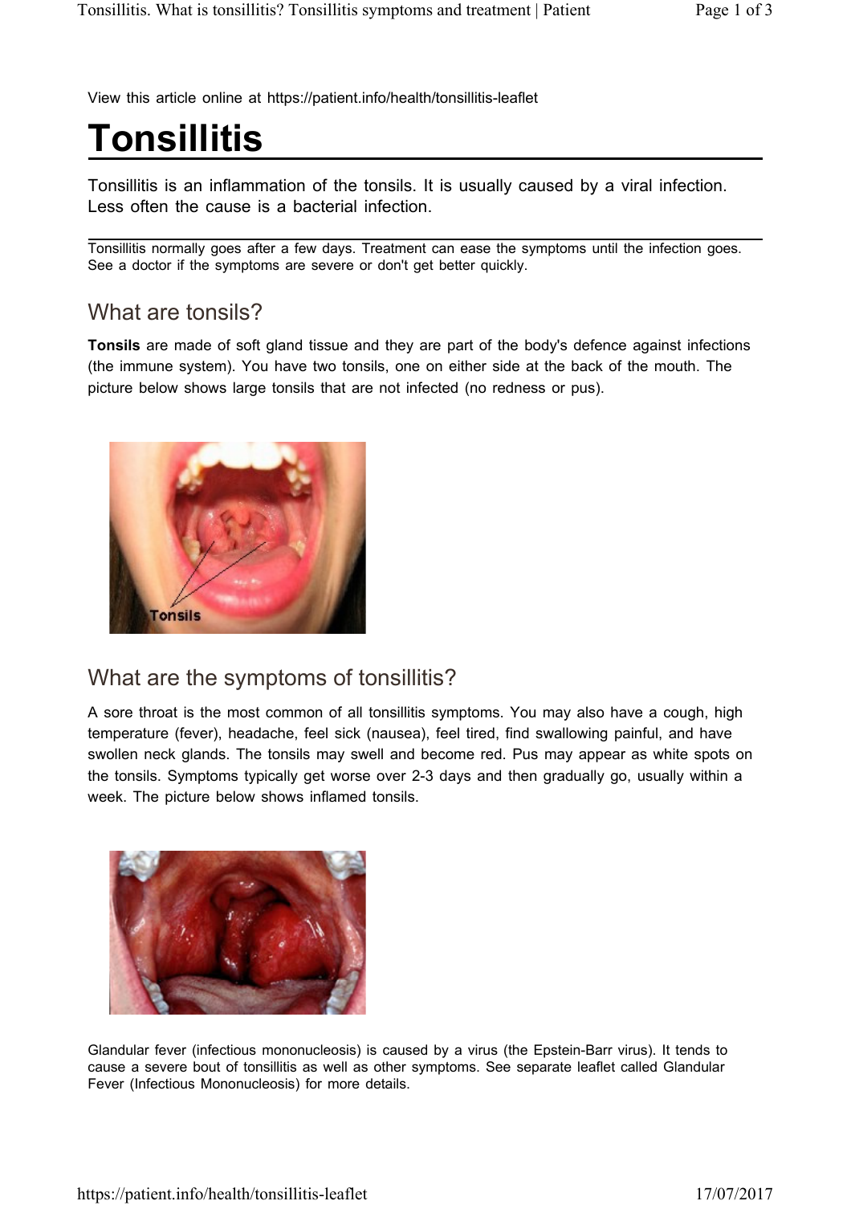View this article online at https://patient.info/health/tonsillitis-leaflet

# Tonsillitis

Tonsillitis is an inflammation of the tonsils. It is usually caused by a viral infection. Less often the cause is a bacterial infection.

Tonsillitis normally goes after a few days. Treatment can ease the symptoms until the infection goes. See a doctor if the symptoms are severe or don't get better quickly.

## What are tonsils?

**Tonsils** are made of soft gland tissue and they are part of the body's defence against infections (the immune system). You have two tonsils, one on either side at the back of the mouth. The picture below shows large tonsils that are not infected (no redness or pus).

Tonsils

## What are the symptoms of tonsillitis?

A sore throat is the most common of all tonsillitis symptoms. You may also have a cough, high temperature (fever), headache, feel sick (nausea), feel tired, find swallowing painful, and have swollen neck glands. The tonsils may swell and become red. Pus may appear as white spots on the tonsils. Symptoms typically get worse over 2-3 days and then gradually go, usually within a week. The picture below shows inflamed tonsils.

Glandular fever (infectious mononucleosis) is caused by a virus (the Epstein-Barr virus). It tends to cause a severe bout of tonsillitis as well as other symptoms. See separate leaflet called Glandular Fever (Infectious Mononucleosis) for more details.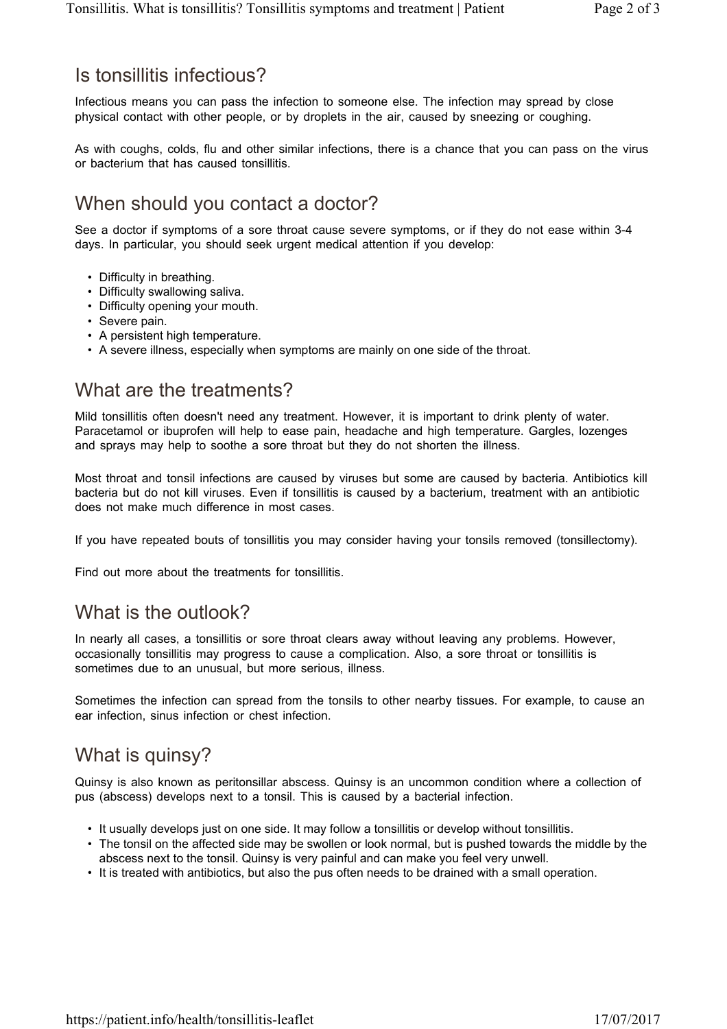## Is tonsillitis infectious?

Infectious means you can pass the infection to someone else. The infection may spread by close physical contact with other people, or by droplets in the air, caused by sneezing or coughing.

As with coughs, colds, flu and other similar infections, there is a chance that you can pass on the virus or bacterium that has caused tonsillitis.

## When should you contact a doctor?

See a doctor if symptoms of a sore throat cause severe symptoms, or if they do not ease within 3-4 days. In particular, you should seek urgent medical attention if you develop:

- Difficulty in breathing.
- Difficulty swallowing saliva.
- Difficulty opening your mouth.
- Severe pain.
- A persistent high temperature.
- A severe illness, especially when symptoms are mainly on one side of the throat.

## What are the treatments?

Mild tonsillitis often doesn't need any treatment. However, it is important to drink plenty of water. Paracetamol or ibuprofen will help to ease pain, headache and high temperature. Gargles, lozenges and sprays may help to soothe a sore throat but they do not shorten the illness.

Most throat and tonsil infections are caused by viruses but some are caused by bacteria. Antibiotics kill bacteria but do not kill viruses. Even if tonsillitis is caused by a bacterium, treatment with an antibiotic does not make much difference in most cases.

If you have repeated bouts of tonsillitis you may consider having your tonsils removed (tonsillectomy).

Find out more about the treatments for tonsillitis.

## What is the outlook?

In nearly all cases, a tonsillitis or sore throat clears away without leaving any problems. However, occasionally tonsillitis may progress to cause a complication. Also, a sore throat or tonsillitis is sometimes due to an unusual, but more serious, illness.

Sometimes the infection can spread from the tonsils to other nearby tissues. For example, to cause an ear infection, sinus infection or chest infection.

## What is quinsy?

Quinsy is also known as peritonsillar abscess. Quinsy is an uncommon condition where a collection of pus (abscess) develops next to a tonsil. This is caused by a bacterial infection.

- It usually develops just on one side. It may follow a tonsillitis or develop without tonsillitis.
- The tonsil on the affected side may be swollen or look normal, but is pushed towards the middle by the abscess next to the tonsil. Quinsy is very painful and can make you feel very unwell.
- It is treated with antibiotics, but also the pus often needs to be drained with a small operation.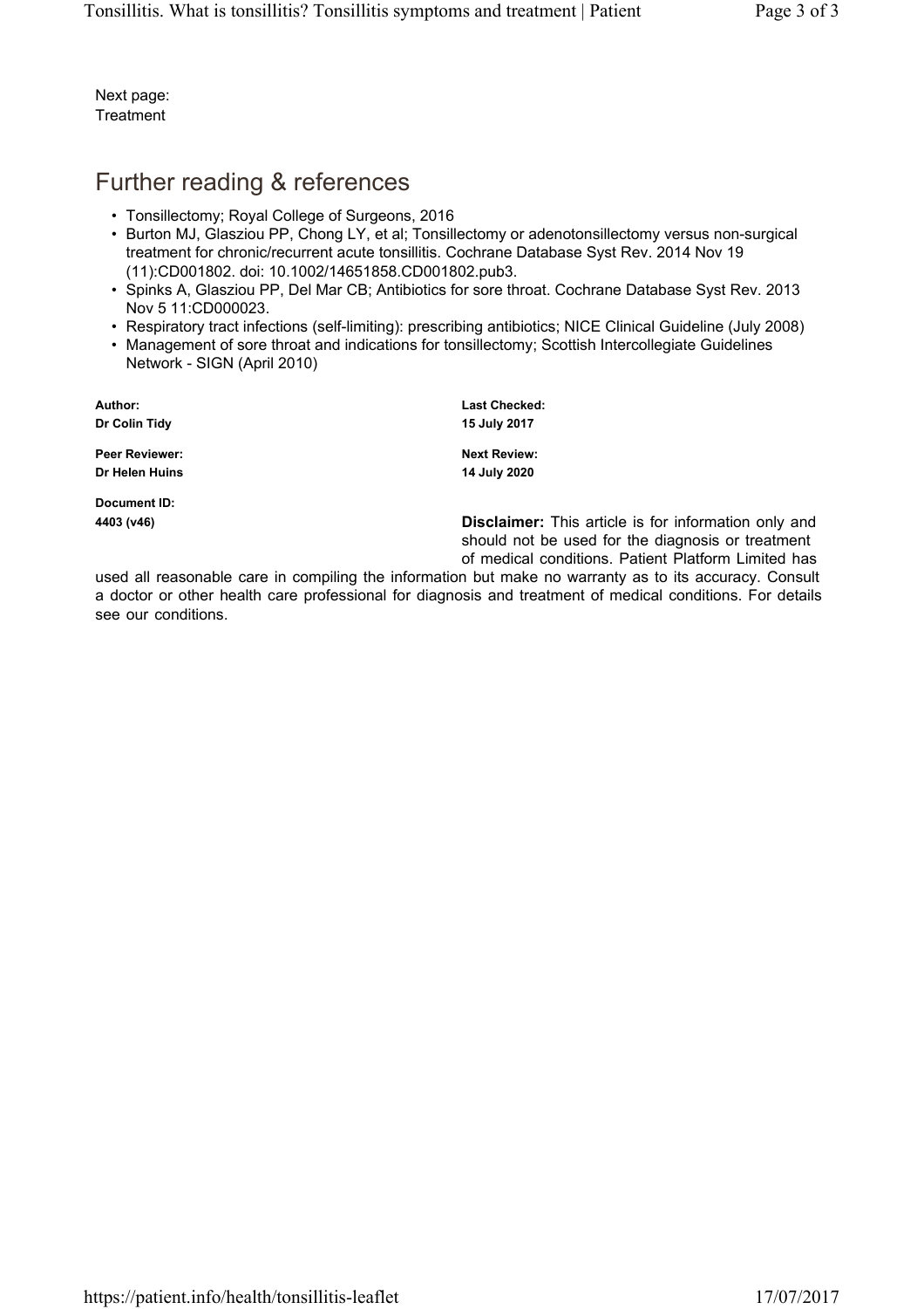Next page:
Treatment

## Further reading & references

- Tonsillectomy; Royal College of Surgeons, 2016
- Burton MJ, Glasziou PP, Chong LY, et al; Tonsillectomy or adenotonsillectomy versus non-surgical treatment for chronic/recurrent acute tonsillitis. Cochrane Database Syst Rev. 2014 Nov 19 (11):CD001802. doi: 10.1002/14651858.CD001802.pub3.
- Spinks A, Glasziou PP, Del Mar CB; Antibiotics for sore throat. Cochrane Database Syst Rev. 2013 Nov 5 11:CD000023.
- Respiratory tract infections (self-limiting): prescribing antibiotics; NICE Clinical Guideline (July 2008)
- Management of sore throat and indications for tonsillectomy; Scottish Intercollegiate Guidelines Network - SIGN (April 2010)

**Author:**
**Dr Colin Tidy**

**Peer Reviewer:**
**Dr Helen Huins**

**Document ID:**
**4403 (v46)**

**Last Checked:**
**15 July 2017**

**Next Review:**
**14 July 2020**

**Disclaimer:** This article is for information only and should not be used for the diagnosis or treatment of medical conditions. Patient Platform Limited has used all reasonable care in compiling the information but make no warranty as to its accuracy. Consult a doctor or other health care professional for diagnosis and treatment of medical conditions. For details see our conditions.